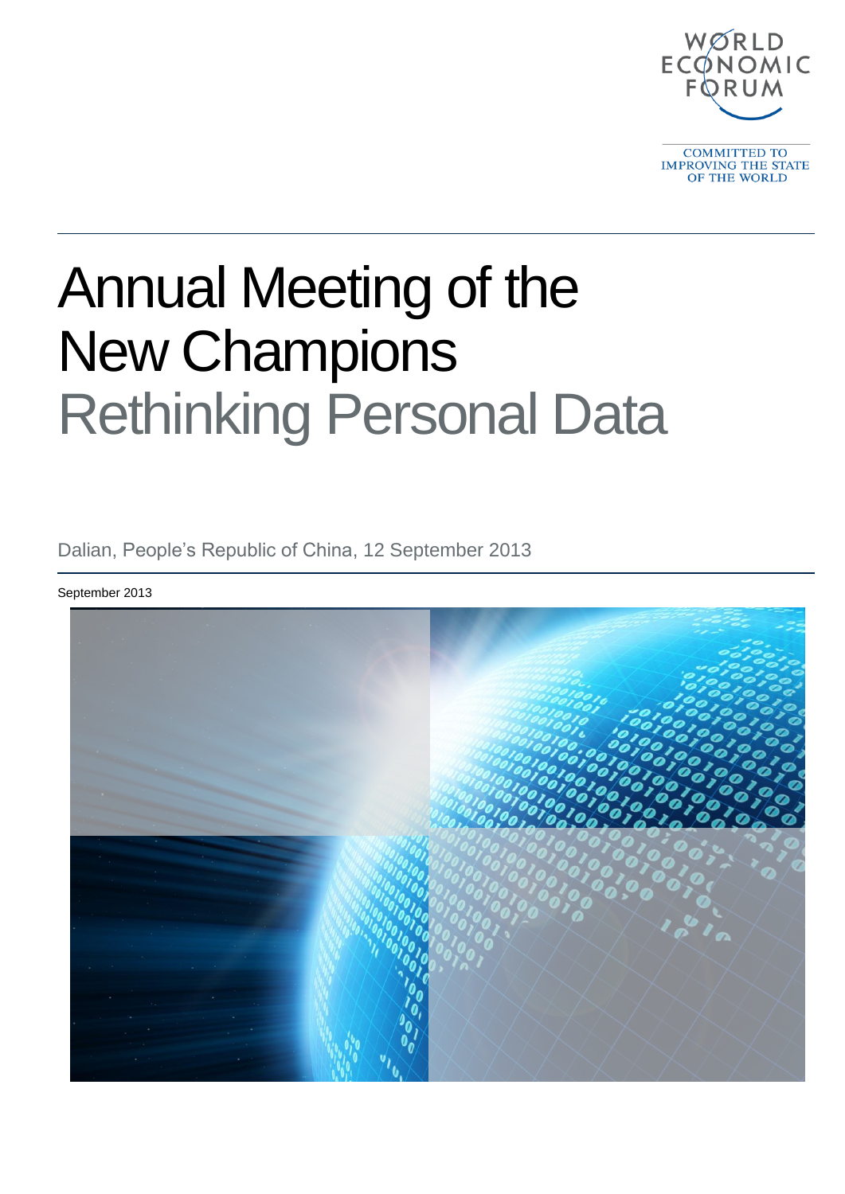WORLD ECONOMIC FORUM

COMMITTED TO IMPROVING THE STATE OF THE WORLD

# Annual Meeting of the New Champions

## Rethinking Personal Data

Dalian, People's Republic of China, 12 September 2013

September 2013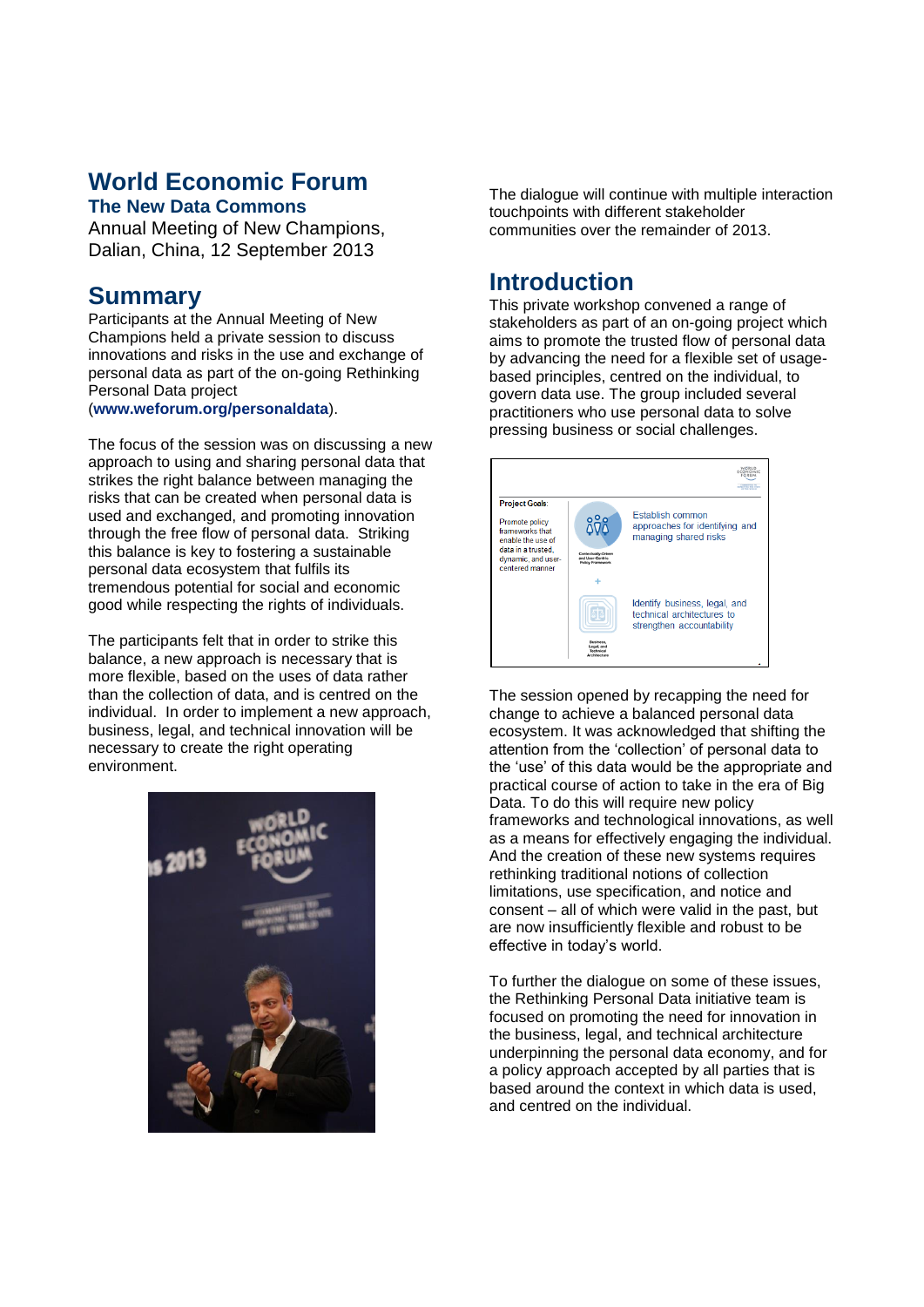# World Economic Forum

## The New Data Commons

Annual Meeting of New Champions, Dalian, China, 12 September 2013

## Summary

Participants at the Annual Meeting of New Champions held a private session to discuss innovations and risks in the use and exchange of personal data as part of the on-going Rethinking Personal Data project (**www.weforum.org/personaldata**).

The focus of the session was on discussing a new approach to using and sharing personal data that strikes the right balance between managing the risks that can be created when personal data is used and exchanged, and promoting innovation through the free flow of personal data. Striking this balance is key to fostering a sustainable personal data ecosystem that fulfils its tremendous potential for social and economic good while respecting the rights of individuals.

The participants felt that in order to strike this balance, a new approach is necessary that is more flexible, based on the uses of data rather than the collection of data, and is centred on the individual. In order to implement a new approach, business, legal, and technical innovation will be necessary to create the right operating environment.

The dialogue will continue with multiple interaction touchpoints with different stakeholder communities over the remainder of 2013.

## Introduction

This private workshop convened a range of stakeholders as part of an on-going project which aims to promote the trusted flow of personal data by advancing the need for a flexible set of usage-based principles, centred on the individual, to govern data use. The group included several practitioners who use personal data to solve pressing business or social challenges.

The session opened by recapping the need for change to achieve a balanced personal data ecosystem. It was acknowledged that shifting the attention from the 'collection' of personal data to the 'use' of this data would be the appropriate and practical course of action to take in the era of Big Data. To do this will require new policy frameworks and technological innovations, as well as a means for effectively engaging the individual. And the creation of these new systems requires rethinking traditional notions of collection limitations, use specification, and notice and consent – all of which were valid in the past, but are now insufficiently flexible and robust to be effective in today's world.

To further the dialogue on some of these issues, the Rethinking Personal Data initiative team is focused on promoting the need for innovation in the business, legal, and technical architecture underpinning the personal data economy, and for a policy approach accepted by all parties that is based around the context in which data is used, and centred on the individual.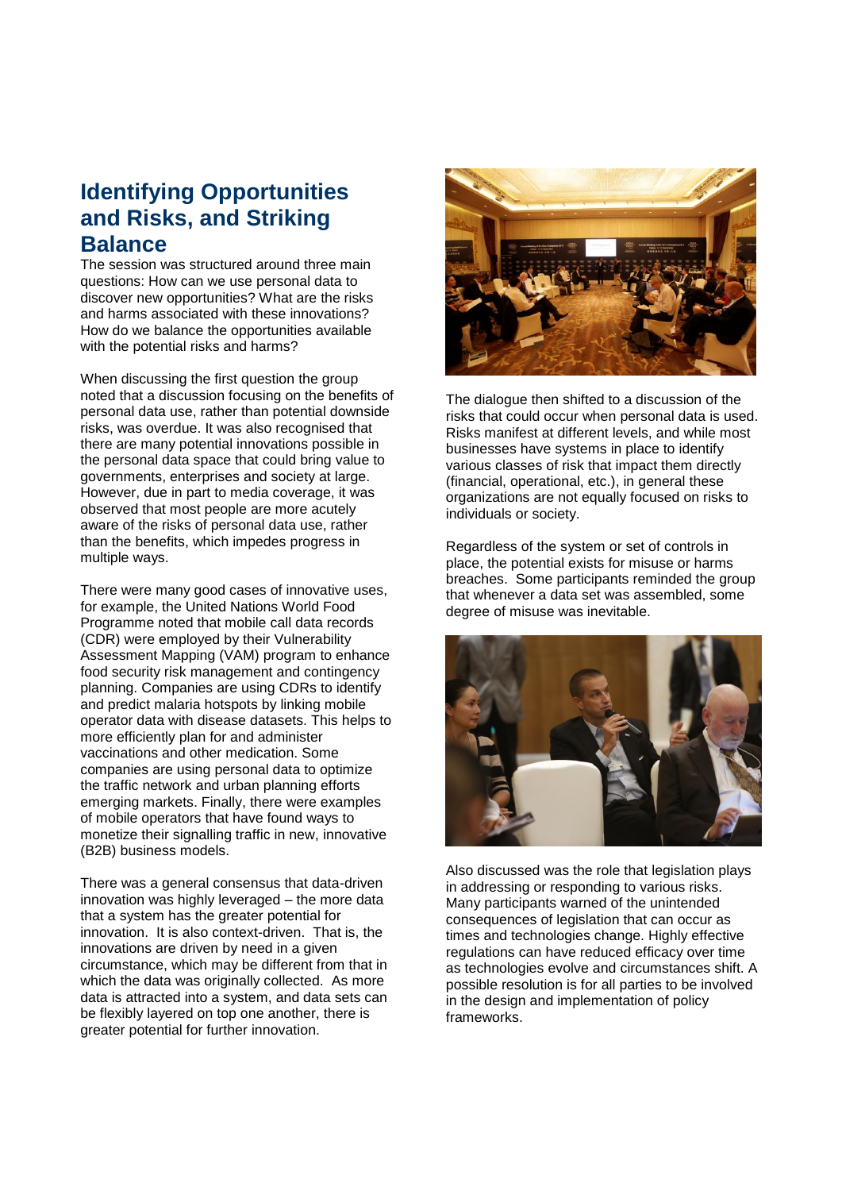## Identifying Opportunities and Risks, and Striking Balance

The session was structured around three main questions: How can we use personal data to discover new opportunities? What are the risks and harms associated with these innovations? How do we balance the opportunities available with the potential risks and harms?

When discussing the first question the group noted that a discussion focusing on the benefits of personal data use, rather than potential downside risks, was overdue. It was also recognised that there are many potential innovations possible in the personal data space that could bring value to governments, enterprises and society at large. However, due in part to media coverage, it was observed that most people are more acutely aware of the risks of personal data use, rather than the benefits, which impedes progress in multiple ways.

There were many good cases of innovative uses, for example, the United Nations World Food Programme noted that mobile call data records (CDR) were employed by their Vulnerability Assessment Mapping (VAM) program to enhance food security risk management and contingency planning. Companies are using CDRs to identify and predict malaria hotspots by linking mobile operator data with disease datasets. This helps to more efficiently plan for and administer vaccinations and other medication. Some companies are using personal data to optimize the traffic network and urban planning efforts emerging markets. Finally, there were examples of mobile operators that have found ways to monetize their signalling traffic in new, innovative (B2B) business models.

There was a general consensus that data-driven innovation was highly leveraged – the more data that a system has the greater potential for innovation. It is also context-driven. That is, the innovations are driven by need in a given circumstance, which may be different from that in which the data was originally collected. As more data is attracted into a system, and data sets can be flexibly layered on top one another, there is greater potential for further innovation.

The dialogue then shifted to a discussion of the risks that could occur when personal data is used. Risks manifest at different levels, and while most businesses have systems in place to identify various classes of risk that impact them directly (financial, operational, etc.), in general these organizations are not equally focused on risks to individuals or society.

Regardless of the system or set of controls in place, the potential exists for misuse or harms breaches. Some participants reminded the group that whenever a data set was assembled, some degree of misuse was inevitable.

Also discussed was the role that legislation plays in addressing or responding to various risks. Many participants warned of the unintended consequences of legislation that can occur as times and technologies change. Highly effective regulations can have reduced efficacy over time as technologies evolve and circumstances shift. A possible resolution is for all parties to be involved in the design and implementation of policy frameworks.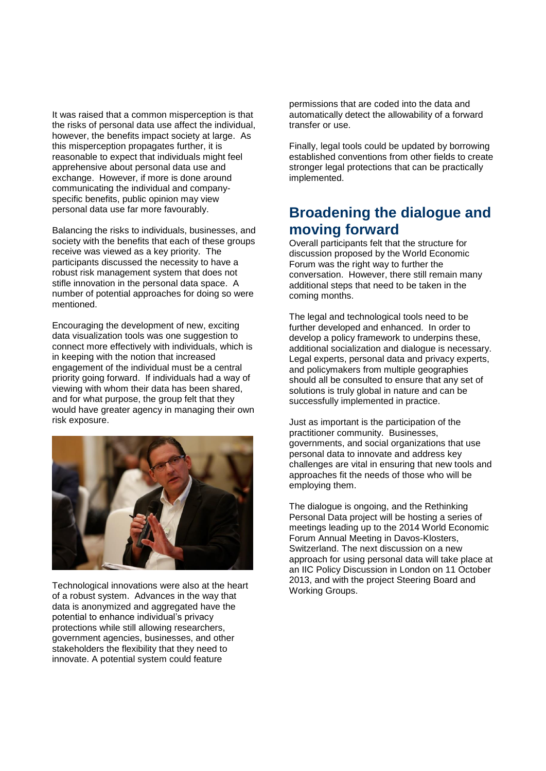It was raised that a common misperception is that the risks of personal data use affect the individual, however, the benefits impact society at large. As this misperception propagates further, it is reasonable to expect that individuals might feel apprehensive about personal data use and exchange. However, if more is done around communicating the individual and company-specific benefits, public opinion may view personal data use far more favourably.

Balancing the risks to individuals, businesses, and society with the benefits that each of these groups receive was viewed as a key priority. The participants discussed the necessity to have a robust risk management system that does not stifle innovation in the personal data space. A number of potential approaches for doing so were mentioned.

Encouraging the development of new, exciting data visualization tools was one suggestion to connect more effectively with individuals, which is in keeping with the notion that increased engagement of the individual must be a central priority going forward. If individuals had a way of viewing with whom their data has been shared, and for what purpose, the group felt that they would have greater agency in managing their own risk exposure.

Technological innovations were also at the heart of a robust system. Advances in the way that data is anonymized and aggregated have the potential to enhance individual's privacy protections while still allowing researchers, government agencies, businesses, and other stakeholders the flexibility that they need to innovate. A potential system could feature permissions that are coded into the data and automatically detect the allowability of a forward transfer or use.

Finally, legal tools could be updated by borrowing established conventions from other fields to create stronger legal protections that can be practically implemented.

## Broadening the dialogue and moving forward

Overall participants felt that the structure for discussion proposed by the World Economic Forum was the right way to further the conversation. However, there still remain many additional steps that need to be taken in the coming months.

The legal and technological tools need to be further developed and enhanced. In order to develop a policy framework to underpins these, additional socialization and dialogue is necessary. Legal experts, personal data and privacy experts, and policymakers from multiple geographies should all be consulted to ensure that any set of solutions is truly global in nature and can be successfully implemented in practice.

Just as important is the participation of the practitioner community. Businesses, governments, and social organizations that use personal data to innovate and address key challenges are vital in ensuring that new tools and approaches fit the needs of those who will be employing them.

The dialogue is ongoing, and the Rethinking Personal Data project will be hosting a series of meetings leading up to the 2014 World Economic Forum Annual Meeting in Davos-Klosters, Switzerland. The next discussion on a new approach for using personal data will take place at an IIC Policy Discussion in London on 11 October 2013, and with the project Steering Board and Working Groups.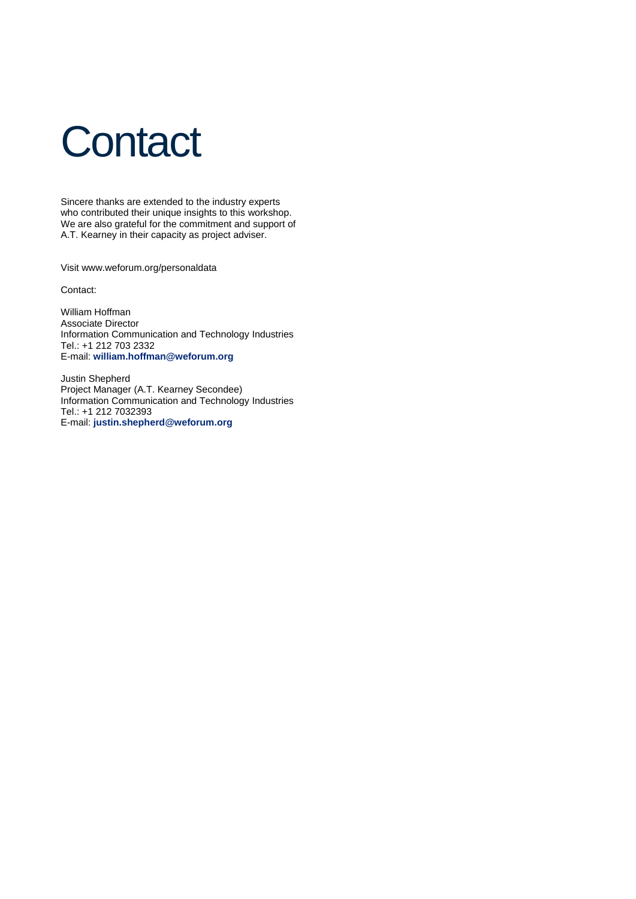# Contact

Sincere thanks are extended to the industry experts who contributed their unique insights to this workshop. We are also grateful for the commitment and support of A.T. Kearney in their capacity as project adviser.

Visit www.weforum.org/personaldata

Contact:

William Hoffman
Associate Director
Information Communication and Technology Industries
Tel.: +1 212 703 2332
E-mail: **william.hoffman@weforum.org**

Justin Shepherd
Project Manager (A.T. Kearney Secondee)
Information Communication and Technology Industries
Tel.: +1 212 7032393
E-mail: **justin.shepherd@weforum.org**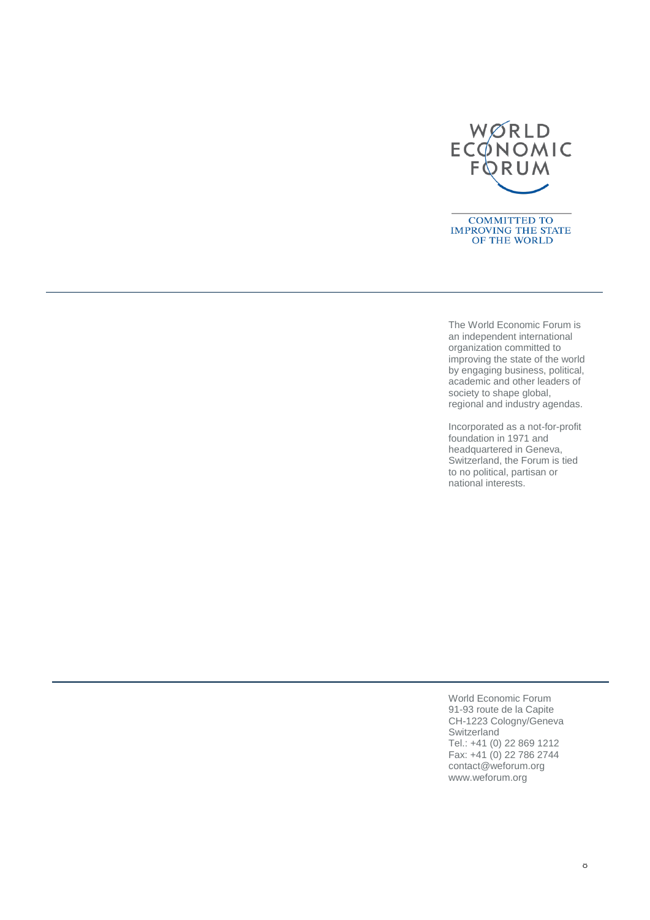WORLD ECONOMIC FORUM

COMMITTED TO IMPROVING THE STATE OF THE WORLD

The World Economic Forum is an independent international organization committed to improving the state of the world by engaging business, political, academic and other leaders of society to shape global, regional and industry agendas.

Incorporated as a not-for-profit foundation in 1971 and headquartered in Geneva, Switzerland, the Forum is tied to no political, partisan or national interests.

World Economic Forum  
91-93 route de la Capite  
CH-1223 Cologny/Geneva  
Switzerland  
Tel.: +41 (0) 22 869 1212  
Fax: +41 (0) 22 786 2744  
contact@weforum.org  
www.weforum.org